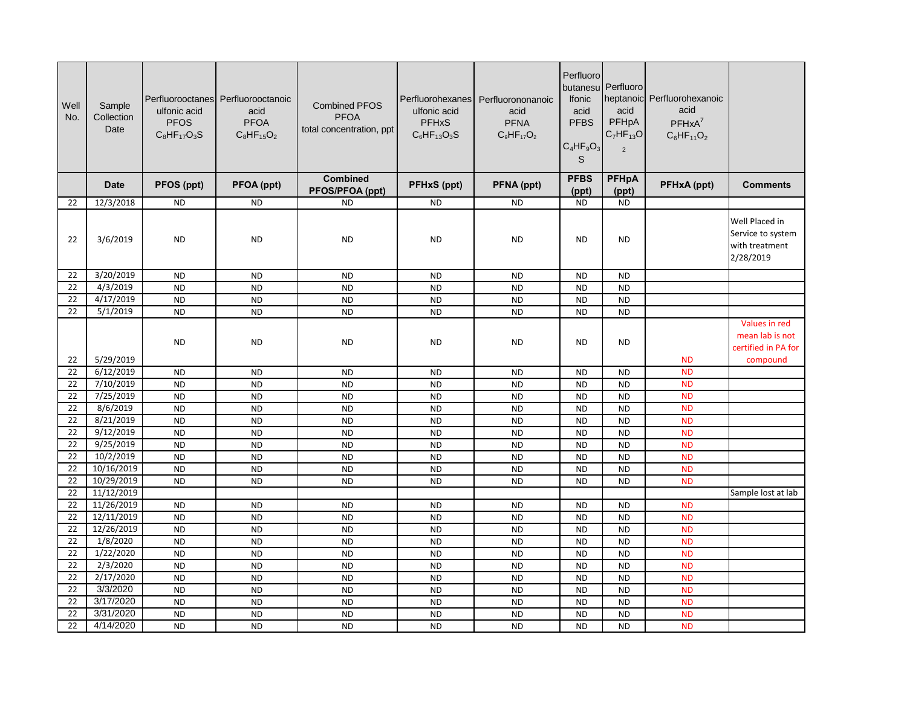| Well No. | Sample Collection Date | Perfluorooctanes ulfonic acid PFOS $C_8HF_{17}O_3S$ | Perfluorooctanoic acid PFOA $C_8HF_{15}O_2$ | Combined PFOS PFOA total concentration, ppt | Perfluorohexanes ulfonic acid PFHxS $C_6HF_{13}O_3S$ | Perfluorononanoic acid PFNA $C_9HF_{17}O_2$ | Perfluoro butanesu lfonic acid PFBS $C_4HF_9O_3S$ | Perfluoro heptanoic acid PFHpA $C_7HF_{13}O_2$ | Perfluorohexanoic acid PFHxA[7] $C_6HF_{11}O_2$ | |
|---|---|---|---|---|---|---|---|---|---|---|
| | **Date** | **PFOS (ppt)** | **PFOA (ppt)** | **Combined PFOS/PFOA (ppt)** | **PFHxS (ppt)** | **PFNA (ppt)** | **PFBS (ppt)** | **PFHpA (ppt)** | **PFHxA (ppt)** | **Comments** |
| 22 | 12/3/2018 | ND | ND | ND | ND | ND | ND | ND | | |
| 22 | 3/6/2019 | ND | ND | ND | ND | ND | ND | ND | | Well Placed in Service to system with treatment 2/28/2019 |
| 22 | 3/20/2019 | ND | ND | ND | ND | ND | ND | ND | | |
| 22 | 4/3/2019 | ND | ND | ND | ND | ND | ND | ND | | |
| 22 | 4/17/2019 | ND | ND | ND | ND | ND | ND | ND | | |
| 22 | 5/1/2019 | ND | ND | ND | ND | ND | ND | ND | | |
| 22 | 5/29/2019 | ND | ND | ND | ND | ND | ND | ND | ND | Values in red mean lab is not certified in PA for compound |
| 22 | 6/12/2019 | ND | ND | ND | ND | ND | ND | ND | ND | |
| 22 | 7/10/2019 | ND | ND | ND | ND | ND | ND | ND | ND | |
| 22 | 7/25/2019 | ND | ND | ND | ND | ND | ND | ND | ND | |
| 22 | 8/6/2019 | ND | ND | ND | ND | ND | ND | ND | ND | |
| 22 | 8/21/2019 | ND | ND | ND | ND | ND | ND | ND | ND | |
| 22 | 9/12/2019 | ND | ND | ND | ND | ND | ND | ND | ND | |
| 22 | 9/25/2019 | ND | ND | ND | ND | ND | ND | ND | ND | |
| 22 | 10/2/2019 | ND | ND | ND | ND | ND | ND | ND | ND | |
| 22 | 10/16/2019 | ND | ND | ND | ND | ND | ND | ND | ND | |
| 22 | 10/29/2019 | ND | ND | ND | ND | ND | ND | ND | ND | |
| 22 | 11/12/2019 | | | | | | | | | Sample lost at lab |
| 22 | 11/26/2019 | ND | ND | ND | ND | ND | ND | ND | ND | |
| 22 | 12/11/2019 | ND | ND | ND | ND | ND | ND | ND | ND | |
| 22 | 12/26/2019 | ND | ND | ND | ND | ND | ND | ND | ND | |
| 22 | 1/8/2020 | ND | ND | ND | ND | ND | ND | ND | ND | |
| 22 | 1/22/2020 | ND | ND | ND | ND | ND | ND | ND | ND | |
| 22 | 2/3/2020 | ND | ND | ND | ND | ND | ND | ND | ND | |
| 22 | 2/17/2020 | ND | ND | ND | ND | ND | ND | ND | ND | |
| 22 | 3/3/2020 | ND | ND | ND | ND | ND | ND | ND | ND | |
| 22 | 3/17/2020 | ND | ND | ND | ND | ND | ND | ND | ND | |
| 22 | 3/31/2020 | ND | ND | ND | ND | ND | ND | ND | ND | |
| 22 | 4/14/2020 | ND | ND | ND | ND | ND | ND | ND | ND | |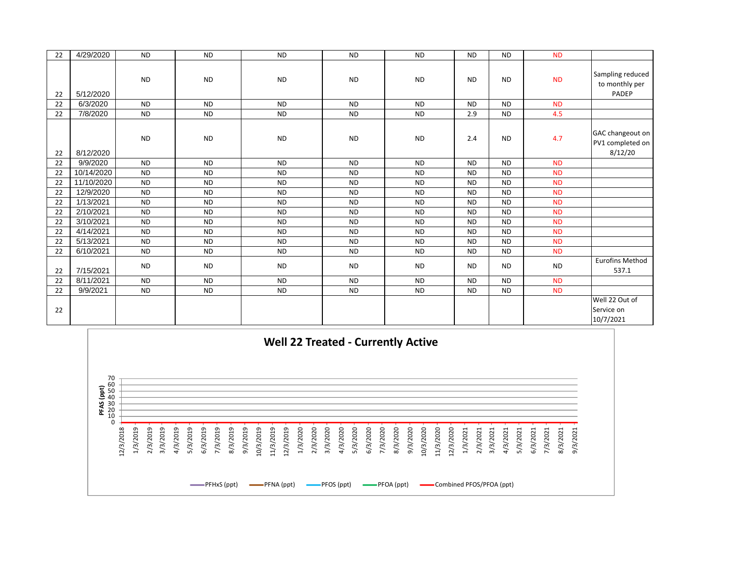| | | | | | | | | | |
|---|---|---|---|---|---|---|---|---|---|
| 22 | 4/29/2020 | ND | ND | ND | ND | ND | ND | ND | ND | |
| 22 | 5/12/2020 | ND | ND | ND | ND | ND | ND | ND | ND | Sampling reduced to monthly per PADEP |
| 22 | 6/3/2020 | ND | ND | ND | ND | ND | ND | ND | ND | |
| 22 | 7/8/2020 | ND | ND | ND | ND | ND | 2.9 | ND | 4.5 | |
| 22 | 8/12/2020 | ND | ND | ND | ND | ND | 2.4 | ND | 4.7 | GAC changeout on PV1 completed on 8/12/20 |
| 22 | 9/9/2020 | ND | ND | ND | ND | ND | ND | ND | ND | |
| 22 | 10/14/2020 | ND | ND | ND | ND | ND | ND | ND | ND | |
| 22 | 11/10/2020 | ND | ND | ND | ND | ND | ND | ND | ND | |
| 22 | 12/9/2020 | ND | ND | ND | ND | ND | ND | ND | ND | |
| 22 | 1/13/2021 | ND | ND | ND | ND | ND | ND | ND | ND | |
| 22 | 2/10/2021 | ND | ND | ND | ND | ND | ND | ND | ND | |
| 22 | 3/10/2021 | ND | ND | ND | ND | ND | ND | ND | ND | |
| 22 | 4/14/2021 | ND | ND | ND | ND | ND | ND | ND | ND | |
| 22 | 5/13/2021 | ND | ND | ND | ND | ND | ND | ND | ND | |
| 22 | 6/10/2021 | ND | ND | ND | ND | ND | ND | ND | ND | |
| 22 | 7/15/2021 | ND | ND | ND | ND | ND | ND | ND | ND | Eurofins Method 537.1 |
| 22 | 8/11/2021 | ND | ND | ND | ND | ND | ND | ND | ND | |
| 22 | 9/9/2021 | ND | ND | ND | ND | ND | ND | ND | ND | |
| 22 | | | | | | | | | | Well 22 Out of Service on 10/7/2021 |

**Well 22 Treated - Currently Active**

PFAS (ppt)

0, 10, 20, 30, 40, 50, 60, 70

12/3/2018, 1/3/2019, 2/3/2019, 3/3/2019, 4/3/2019, 5/3/2019, 6/3/2019, 7/3/2019, 8/3/2019, 9/3/2019, 10/3/2019, 11/3/2019, 12/3/2019, 1/3/2020, 2/3/2020, 3/3/2020, 4/3/2020, 5/3/2020, 6/3/2020, 7/3/2020, 8/3/2020, 9/3/2020, 10/3/2020, 11/3/2020, 12/3/2020, 1/3/2021, 2/3/2021, 3/3/2021, 4/3/2021, 5/3/2021, 6/3/2021, 7/3/2021, 8/3/2021, 9/3/2021

PFHxS (ppt) PFNA (ppt) PFOS (ppt) PFOA (ppt) Combined PFOS/PFOA (ppt)